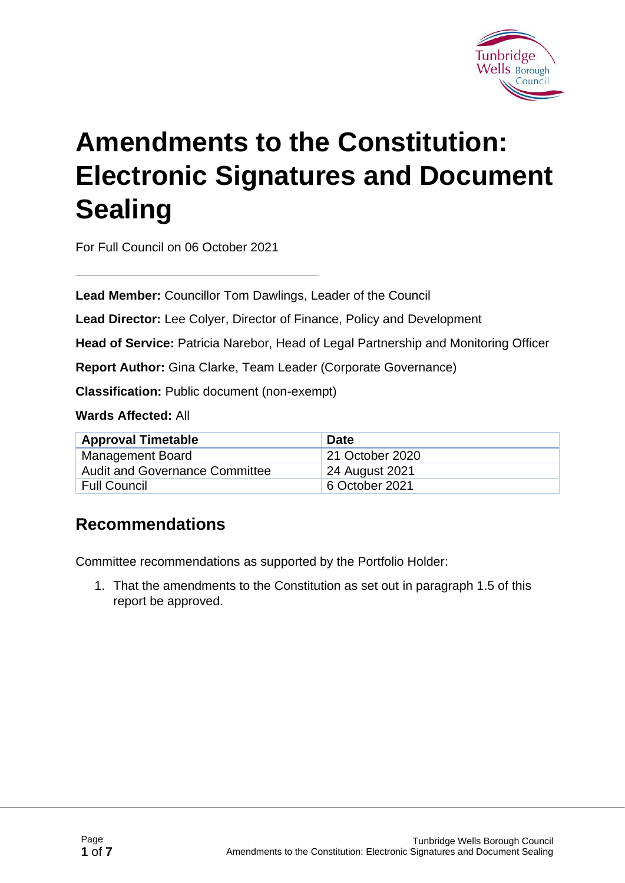# Amendments to the Constitution: Electronic Signatures and Document Sealing

For Full Council on 06 October 2021

---

**Lead Member:** Councillor Tom Dawlings, Leader of the Council

**Lead Director:** Lee Colyer, Director of Finance, Policy and Development

**Head of Service:** Patricia Narebor, Head of Legal Partnership and Monitoring Officer

**Report Author:** Gina Clarke, Team Leader (Corporate Governance)

**Classification:** Public document (non-exempt)

**Wards Affected:** All

| Approval Timetable | Date |
|---|---|
| Management Board | 21 October 2020 |
| Audit and Governance Committee | 24 August 2021 |
| Full Council | 6 October 2021 |

## Recommendations

Committee recommendations as supported by the Portfolio Holder:

1. That the amendments to the Constitution as set out in paragraph 1.5 of this report be approved.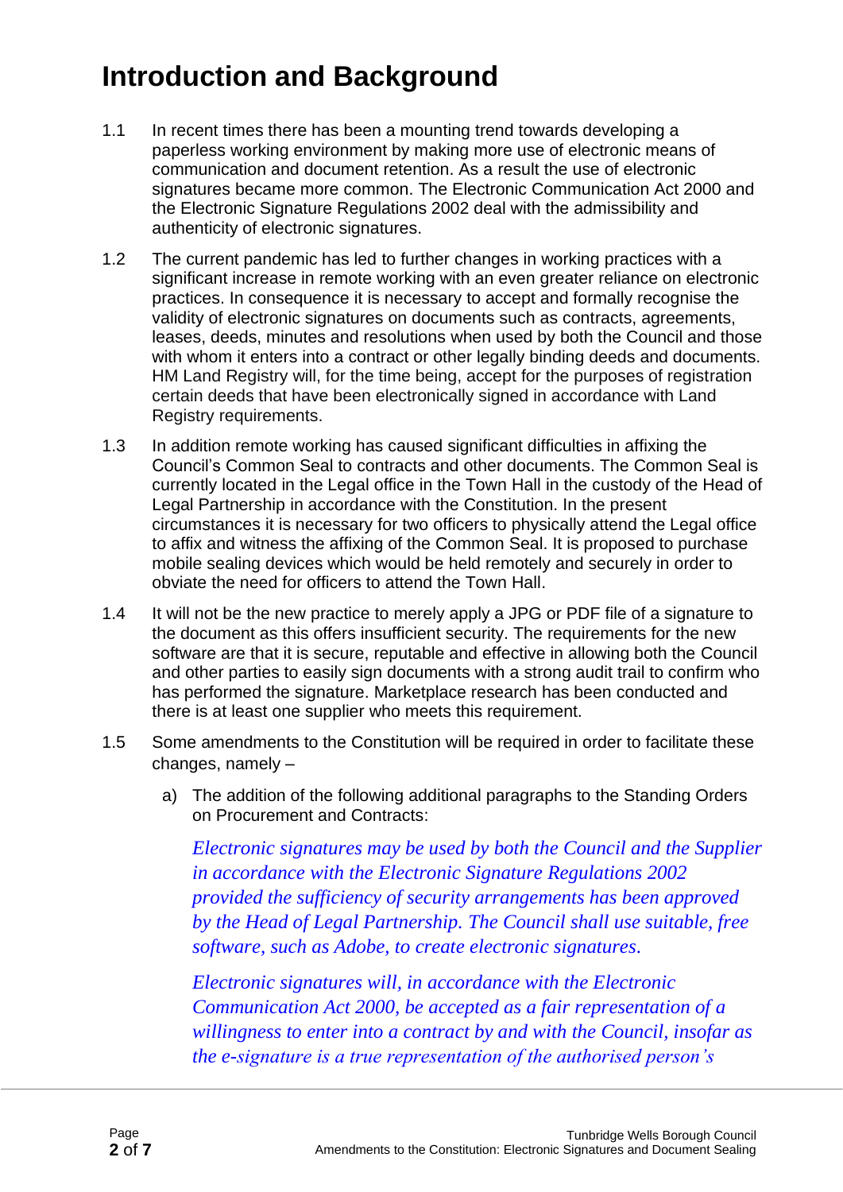# Introduction and Background

1.1 In recent times there has been a mounting trend towards developing a paperless working environment by making more use of electronic means of communication and document retention. As a result the use of electronic signatures became more common. The Electronic Communication Act 2000 and the Electronic Signature Regulations 2002 deal with the admissibility and authenticity of electronic signatures.

1.2 The current pandemic has led to further changes in working practices with a significant increase in remote working with an even greater reliance on electronic practices. In consequence it is necessary to accept and formally recognise the validity of electronic signatures on documents such as contracts, agreements, leases, deeds, minutes and resolutions when used by both the Council and those with whom it enters into a contract or other legally binding deeds and documents. HM Land Registry will, for the time being, accept for the purposes of registration certain deeds that have been electronically signed in accordance with Land Registry requirements.

1.3 In addition remote working has caused significant difficulties in affixing the Council's Common Seal to contracts and other documents. The Common Seal is currently located in the Legal office in the Town Hall in the custody of the Head of Legal Partnership in accordance with the Constitution. In the present circumstances it is necessary for two officers to physically attend the Legal office to affix and witness the affixing of the Common Seal. It is proposed to purchase mobile sealing devices which would be held remotely and securely in order to obviate the need for officers to attend the Town Hall.

1.4 It will not be the new practice to merely apply a JPG or PDF file of a signature to the document as this offers insufficient security. The requirements for the new software are that it is secure, reputable and effective in allowing both the Council and other parties to easily sign documents with a strong audit trail to confirm who has performed the signature. Marketplace research has been conducted and there is at least one supplier who meets this requirement.

1.5 Some amendments to the Constitution will be required in order to facilitate these changes, namely –

a) The addition of the following additional paragraphs to the Standing Orders on Procurement and Contracts:

*Electronic signatures may be used by both the Council and the Supplier in accordance with the Electronic Signature Regulations 2002 provided the sufficiency of security arrangements has been approved by the Head of Legal Partnership. The Council shall use suitable, free software, such as Adobe, to create electronic signatures.*

*Electronic signatures will, in accordance with the Electronic Communication Act 2000, be accepted as a fair representation of a willingness to enter into a contract by and with the Council, insofar as the e-signature is a true representation of the authorised person's*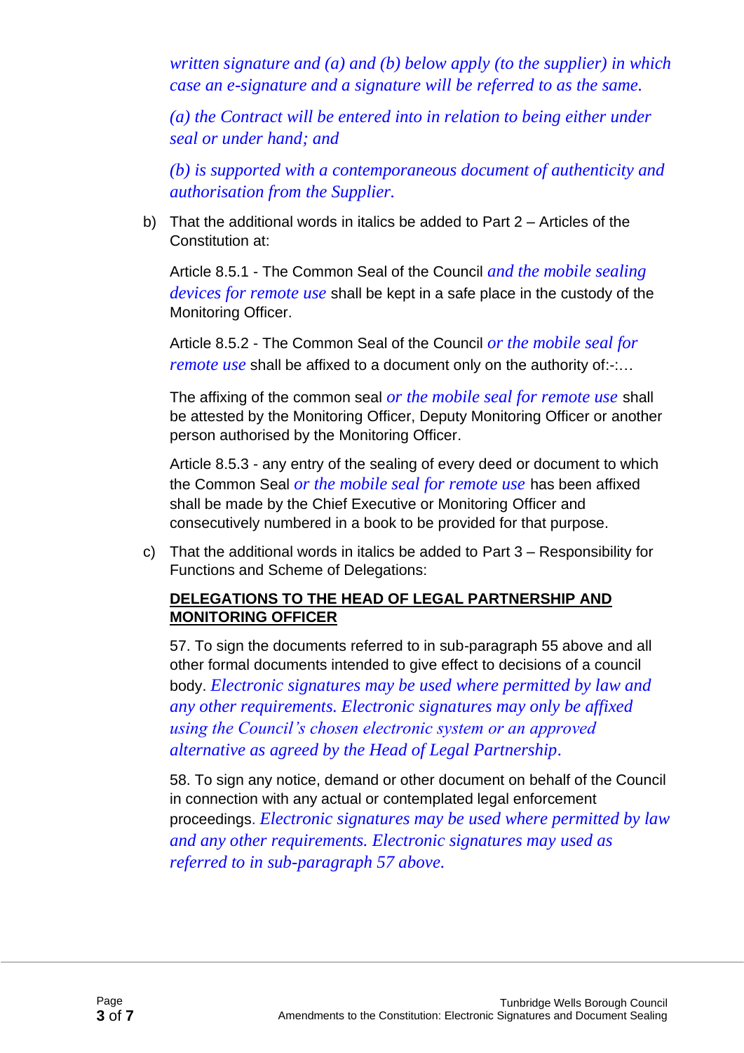*written signature and (a) and (b) below apply (to the supplier) in which case an e-signature and a signature will be referred to as the same.*

*(a) the Contract will be entered into in relation to being either under seal or under hand; and*

*(b) is supported with a contemporaneous document of authenticity and authorisation from the Supplier.*

b) That the additional words in italics be added to Part 2 – Articles of the Constitution at:

Article 8.5.1 - The Common Seal of the Council *and the mobile sealing devices for remote use* shall be kept in a safe place in the custody of the Monitoring Officer.

Article 8.5.2 - The Common Seal of the Council *or the mobile seal for remote use* shall be affixed to a document only on the authority of:-:…

The affixing of the common seal *or the mobile seal for remote use* shall be attested by the Monitoring Officer, Deputy Monitoring Officer or another person authorised by the Monitoring Officer.

Article 8.5.3 - any entry of the sealing of every deed or document to which the Common Seal *or the mobile seal for remote use* has been affixed shall be made by the Chief Executive or Monitoring Officer and consecutively numbered in a book to be provided for that purpose.

c) That the additional words in italics be added to Part 3 – Responsibility for Functions and Scheme of Delegations:

**<u>DELEGATIONS TO THE HEAD OF LEGAL PARTNERSHIP AND MONITORING OFFICER</u>**

57. To sign the documents referred to in sub-paragraph 55 above and all other formal documents intended to give effect to decisions of a council body. *Electronic signatures may be used where permitted by law and any other requirements. Electronic signatures may only be affixed using the Council's chosen electronic system or an approved alternative as agreed by the Head of Legal Partnership*.

58. To sign any notice, demand or other document on behalf of the Council in connection with any actual or contemplated legal enforcement proceedings. *Electronic signatures may be used where permitted by law and any other requirements. Electronic signatures may used as referred to in sub-paragraph 57 above.*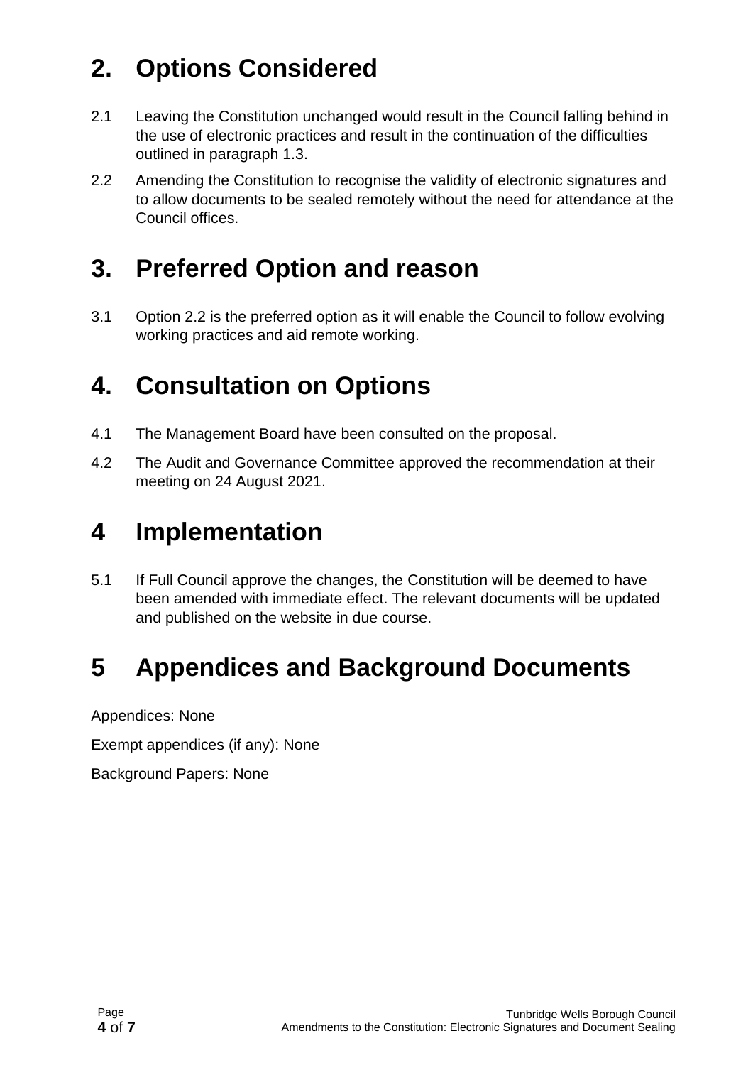# 2. Options Considered

2.1 Leaving the Constitution unchanged would result in the Council falling behind in the use of electronic practices and result in the continuation of the difficulties outlined in paragraph 1.3.

2.2 Amending the Constitution to recognise the validity of electronic signatures and to allow documents to be sealed remotely without the need for attendance at the Council offices.

# 3. Preferred Option and reason

3.1 Option 2.2 is the preferred option as it will enable the Council to follow evolving working practices and aid remote working.

# 4. Consultation on Options

4.1 The Management Board have been consulted on the proposal.

4.2 The Audit and Governance Committee approved the recommendation at their meeting on 24 August 2021.

# 4 Implementation

5.1 If Full Council approve the changes, the Constitution will be deemed to have been amended with immediate effect. The relevant documents will be updated and published on the website in due course.

# 5 Appendices and Background Documents

Appendices: None

Exempt appendices (if any): None

Background Papers: None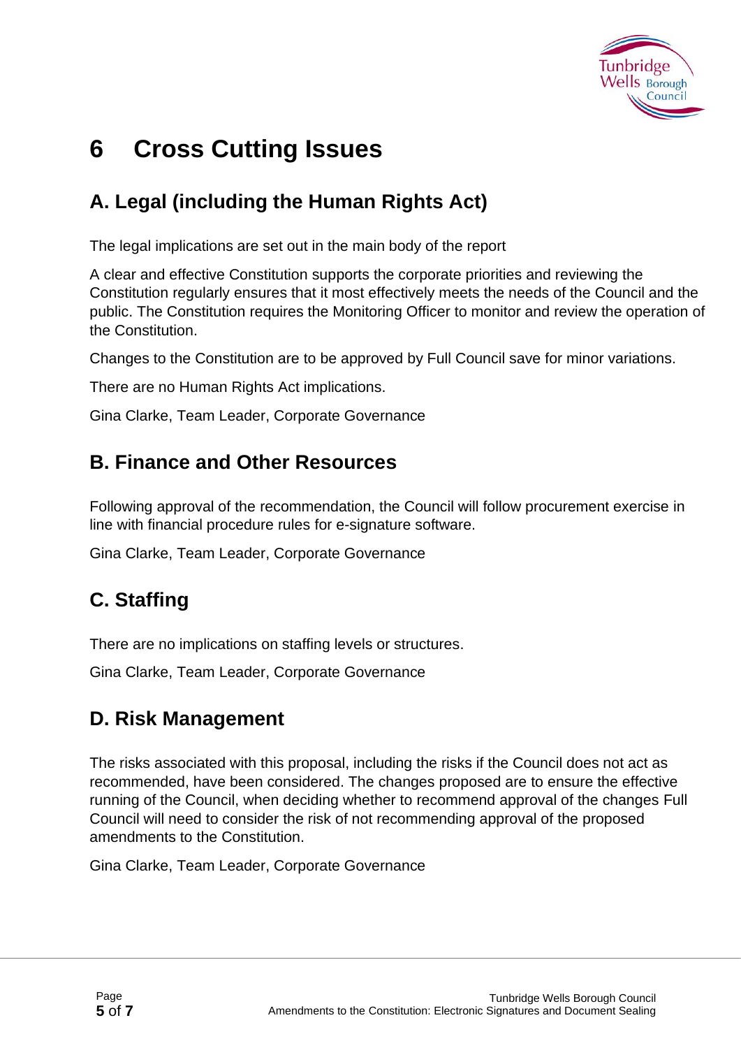# 6 Cross Cutting Issues

## A. Legal (including the Human Rights Act)

The legal implications are set out in the main body of the report

A clear and effective Constitution supports the corporate priorities and reviewing the Constitution regularly ensures that it most effectively meets the needs of the Council and the public. The Constitution requires the Monitoring Officer to monitor and review the operation of the Constitution.

Changes to the Constitution are to be approved by Full Council save for minor variations.

There are no Human Rights Act implications.

Gina Clarke, Team Leader, Corporate Governance

## B. Finance and Other Resources

Following approval of the recommendation, the Council will follow procurement exercise in line with financial procedure rules for e-signature software.

Gina Clarke, Team Leader, Corporate Governance

## C. Staffing

There are no implications on staffing levels or structures.

Gina Clarke, Team Leader, Corporate Governance

## D. Risk Management

The risks associated with this proposal, including the risks if the Council does not act as recommended, have been considered. The changes proposed are to ensure the effective running of the Council, when deciding whether to recommend approval of the changes Full Council will need to consider the risk of not recommending approval of the proposed amendments to the Constitution.

Gina Clarke, Team Leader, Corporate Governance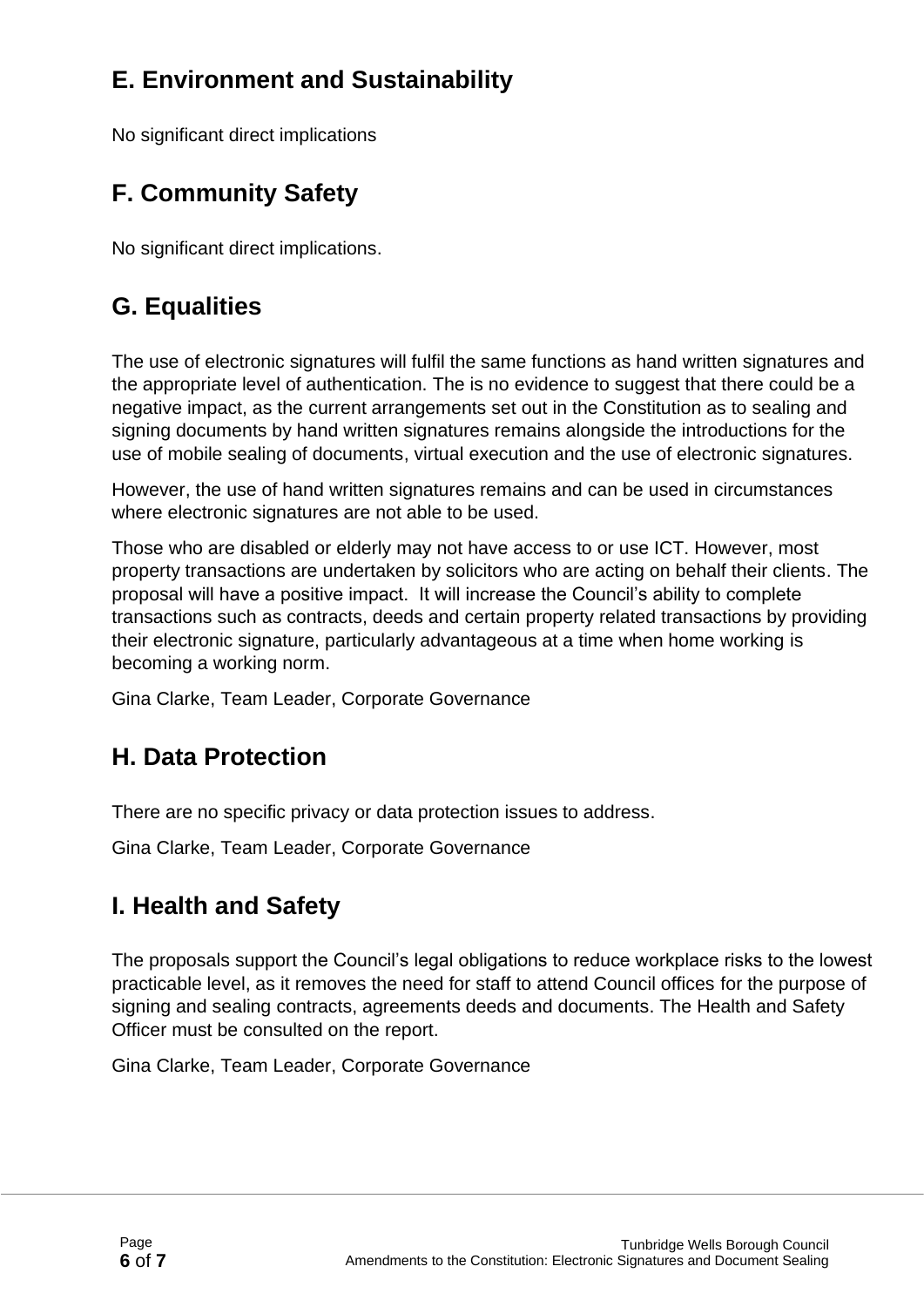## E. Environment and Sustainability

No significant direct implications

## F. Community Safety

No significant direct implications.

## G. Equalities

The use of electronic signatures will fulfil the same functions as hand written signatures and the appropriate level of authentication. The is no evidence to suggest that there could be a negative impact, as the current arrangements set out in the Constitution as to sealing and signing documents by hand written signatures remains alongside the introductions for the use of mobile sealing of documents, virtual execution and the use of electronic signatures.

However, the use of hand written signatures remains and can be used in circumstances where electronic signatures are not able to be used.

Those who are disabled or elderly may not have access to or use ICT. However, most property transactions are undertaken by solicitors who are acting on behalf their clients. The proposal will have a positive impact. It will increase the Council's ability to complete transactions such as contracts, deeds and certain property related transactions by providing their electronic signature, particularly advantageous at a time when home working is becoming a working norm.

Gina Clarke, Team Leader, Corporate Governance

## H. Data Protection

There are no specific privacy or data protection issues to address.

Gina Clarke, Team Leader, Corporate Governance

## I. Health and Safety

The proposals support the Council's legal obligations to reduce workplace risks to the lowest practicable level, as it removes the need for staff to attend Council offices for the purpose of signing and sealing contracts, agreements deeds and documents. The Health and Safety Officer must be consulted on the report.

Gina Clarke, Team Leader, Corporate Governance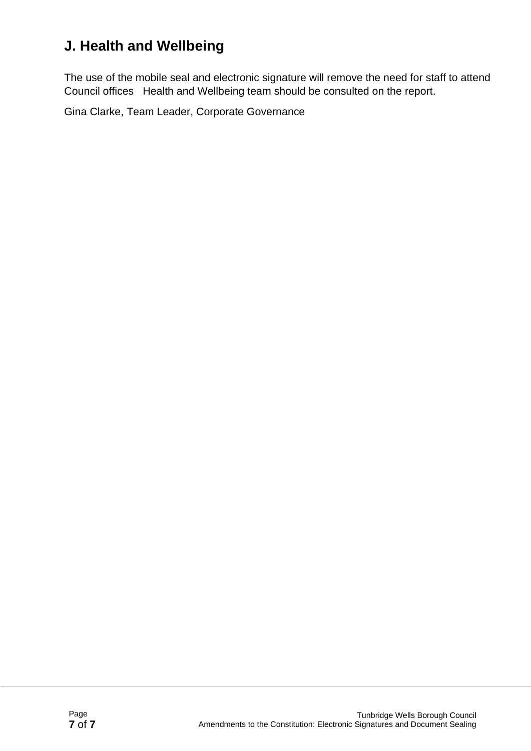## J. Health and Wellbeing

The use of the mobile seal and electronic signature will remove the need for staff to attend Council offices   Health and Wellbeing team should be consulted on the report.

Gina Clarke, Team Leader, Corporate Governance